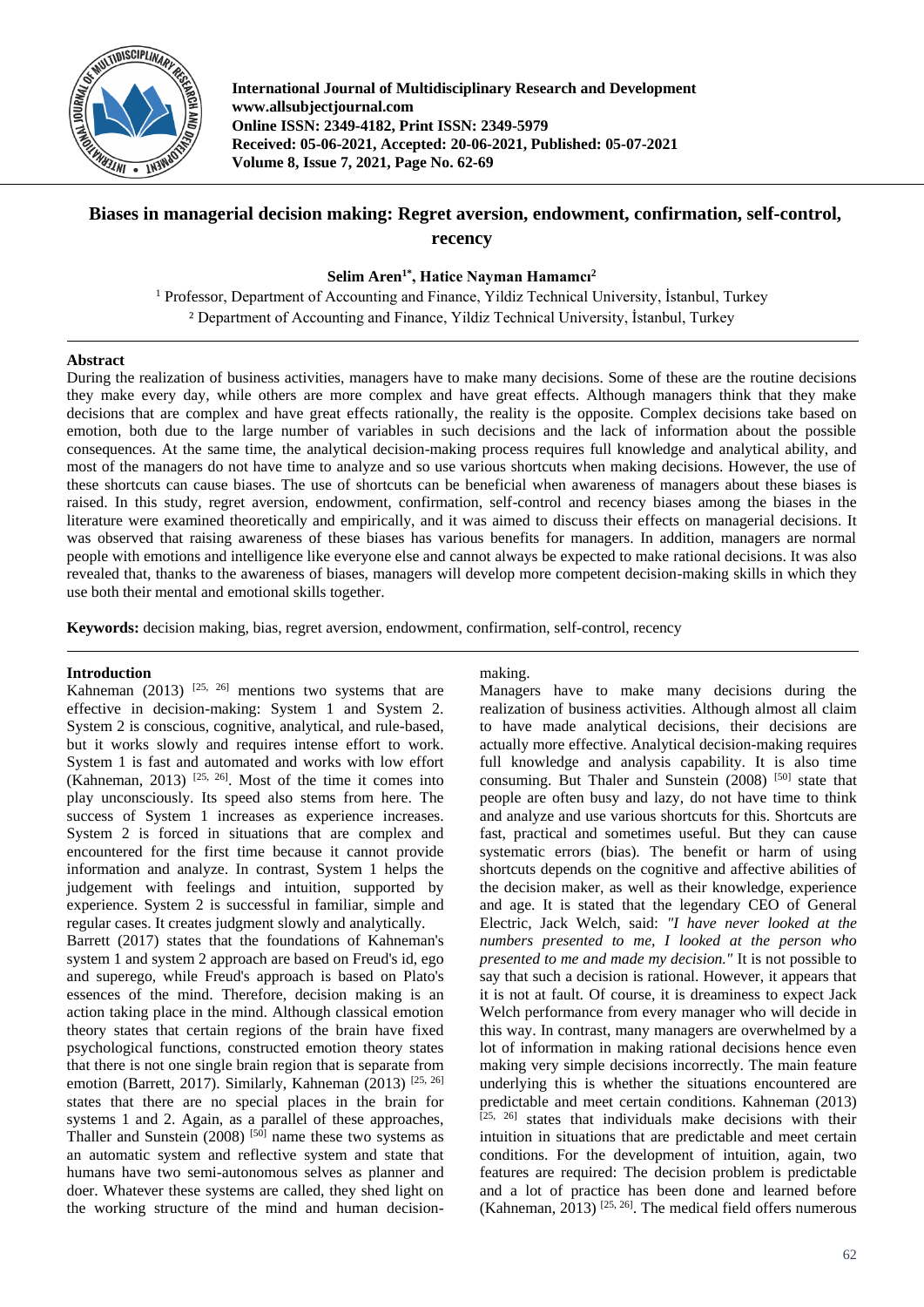# Biases in managerial decision making: Regret aversion, endowment, confirmation, self-control, recency

**Selim Aren[1*], Hatice Nayman Hamamcı[2]**

[1] Professor, Department of Accounting and Finance, Yildiz Technical University, İstanbul, Turkey
[2] Department of Accounting and Finance, Yildiz Technical University, İstanbul, Turkey

## Abstract

During the realization of business activities, managers have to make many decisions. Some of these are the routine decisions they make every day, while others are more complex and have great effects. Although managers think that they make decisions that are complex and have great effects rationally, the reality is the opposite. Complex decisions take based on emotion, both due to the large number of variables in such decisions and the lack of information about the possible consequences. At the same time, the analytical decision-making process requires full knowledge and analytical ability, and most of the managers do not have time to analyze and so use various shortcuts when making decisions. However, the use of these shortcuts can cause biases. The use of shortcuts can be beneficial when awareness of managers about these biases is raised. In this study, regret aversion, endowment, confirmation, self-control and recency biases among the biases in the literature were examined theoretically and empirically, and it was aimed to discuss their effects on managerial decisions. It was observed that raising awareness of these biases has various benefits for managers. In addition, managers are normal people with emotions and intelligence like everyone else and cannot always be expected to make rational decisions. It was also revealed that, thanks to the awareness of biases, managers will develop more competent decision-making skills in which they use both their mental and emotional skills together.

**Keywords:** decision making, bias, regret aversion, endowment, confirmation, self-control, recency

## Introduction

Kahneman (2013) [25, 26] mentions two systems that are effective in decision-making: System 1 and System 2. System 2 is conscious, cognitive, analytical, and rule-based, but it works slowly and requires intense effort to work. System 1 is fast and automated and works with low effort (Kahneman, 2013) [25, 26]. Most of the time it comes into play unconsciously. Its speed also stems from here. The success of System 1 increases as experience increases. System 2 is forced in situations that are complex and encountered for the first time because it cannot provide information and analyze. In contrast, System 1 helps the judgement with feelings and intuition, supported by experience. System 2 is successful in familiar, simple and regular cases. It creates judgment slowly and analytically.

Barrett (2017) states that the foundations of Kahneman's system 1 and system 2 approach are based on Freud's id, ego and superego, while Freud's approach is based on Plato's essences of the mind. Therefore, decision making is an action taking place in the mind. Although classical emotion theory states that certain regions of the brain have fixed psychological functions, constructed emotion theory states that there is not one single brain region that is separate from emotion (Barrett, 2017). Similarly, Kahneman (2013) [25, 26] states that there are no special places in the brain for systems 1 and 2. Again, as a parallel of these approaches, Thaller and Sunstein (2008) [50] name these two systems as an automatic system and reflective system and state that humans have two semi-autonomous selves as planner and doer. Whatever these systems are called, they shed light on the working structure of the mind and human decision-making.

Managers have to make many decisions during the realization of business activities. Although almost all claim to have made analytical decisions, their decisions are actually more effective. Analytical decision-making requires full knowledge and analysis capability. It is also time consuming. But Thaler and Sunstein (2008) [50] state that people are often busy and lazy, do not have time to think and analyze and use various shortcuts for this. Shortcuts are fast, practical and sometimes useful. But they can cause systematic errors (bias). The benefit or harm of using shortcuts depends on the cognitive and affective abilities of the decision maker, as well as their knowledge, experience and age. It is stated that the legendary CEO of General Electric, Jack Welch, said: *"I have never looked at the numbers presented to me, I looked at the person who presented to me and made my decision."* It is not possible to say that such a decision is rational. However, it appears that it is not at fault. Of course, it is dreaminess to expect Jack Welch performance from every manager who will decide in this way. In contrast, many managers are overwhelmed by a lot of information in making rational decisions hence even making very simple decisions incorrectly. The main feature underlying this is whether the situations encountered are predictable and meet certain conditions. Kahneman (2013) [25, 26] states that individuals make decisions with their intuition in situations that are predictable and meet certain conditions. For the development of intuition, again, two features are required: The decision problem is predictable and a lot of practice has been done and learned before (Kahneman, 2013) [25, 26]. The medical field offers numerous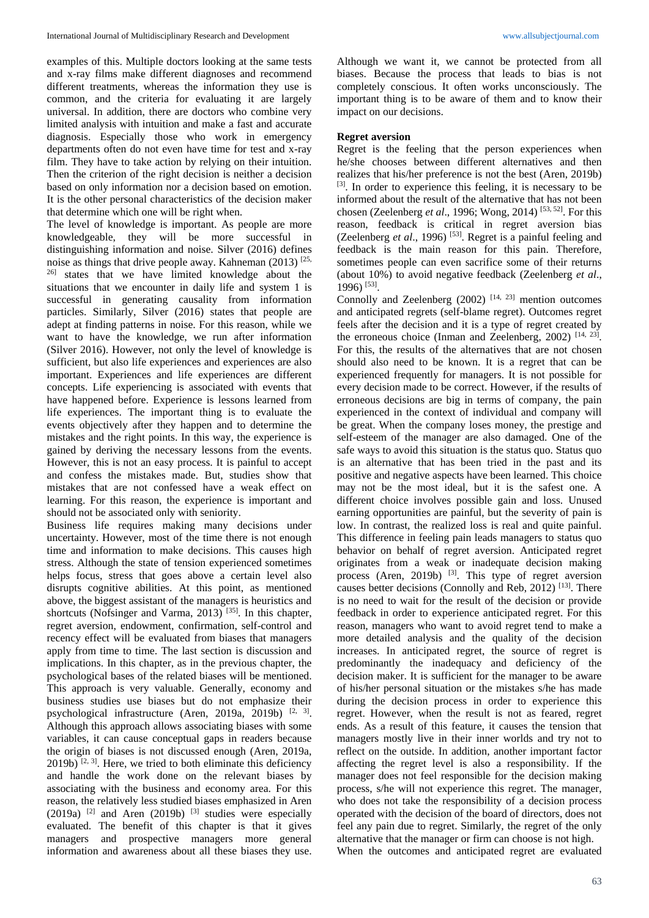examples of this. Multiple doctors looking at the same tests and x-ray films make different diagnoses and recommend different treatments, whereas the information they use is common, and the criteria for evaluating it are largely universal. In addition, there are doctors who combine very limited analysis with intuition and make a fast and accurate diagnosis. Especially those who work in emergency departments often do not even have time for test and x-ray film. They have to take action by relying on their intuition. Then the criterion of the right decision is neither a decision based on only information nor a decision based on emotion. It is the other personal characteristics of the decision maker that determine which one will be right when.

The level of knowledge is important. As people are more knowledgeable, they will be more successful in distinguishing information and noise. Silver (2016) defines noise as things that drive people away. Kahneman (2013) [25, 26] states that we have limited knowledge about the situations that we encounter in daily life and system 1 is successful in generating causality from information particles. Similarly, Silver (2016) states that people are adept at finding patterns in noise. For this reason, while we want to have the knowledge, we run after information (Silver 2016). However, not only the level of knowledge is sufficient, but also life experiences and experiences are also important. Experiences and life experiences are different concepts. Life experiencing is associated with events that have happened before. Experience is lessons learned from life experiences. The important thing is to evaluate the events objectively after they happen and to determine the mistakes and the right points. In this way, the experience is gained by deriving the necessary lessons from the events. However, this is not an easy process. It is painful to accept and confess the mistakes made. But, studies show that mistakes that are not confessed have a weak effect on learning. For this reason, the experience is important and should not be associated only with seniority.

Business life requires making many decisions under uncertainty. However, most of the time there is not enough time and information to make decisions. This causes high stress. Although the state of tension experienced sometimes helps focus, stress that goes above a certain level also disrupts cognitive abilities. At this point, as mentioned above, the biggest assistant of the managers is heuristics and shortcuts (Nofsinger and Varma, 2013) [35]. In this chapter, regret aversion, endowment, confirmation, self-control and recency effect will be evaluated from biases that managers apply from time to time. The last section is discussion and implications. In this chapter, as in the previous chapter, the psychological bases of the related biases will be mentioned. This approach is very valuable. Generally, economy and business studies use biases but do not emphasize their psychological infrastructure (Aren, 2019a, 2019b) [2, 3]. Although this approach allows associating biases with some variables, it can cause conceptual gaps in readers because the origin of biases is not discussed enough (Aren, 2019a, 2019b) [2, 3]. Here, we tried to both eliminate this deficiency and handle the work done on the relevant biases by associating with the business and economy area. For this reason, the relatively less studied biases emphasized in Aren (2019a) [2] and Aren (2019b) [3] studies were especially evaluated. The benefit of this chapter is that it gives managers and prospective managers more general information and awareness about all these biases they use. Although we want it, we cannot be protected from all biases. Because the process that leads to bias is not completely conscious. It often works unconsciously. The important thing is to be aware of them and to know their impact on our decisions.

### Regret aversion

Regret is the feeling that the person experiences when he/she chooses between different alternatives and then realizes that his/her preference is not the best (Aren, 2019b) [3]. In order to experience this feeling, it is necessary to be informed about the result of the alternative that has not been chosen (Zeelenberg *et al*., 1996; Wong, 2014) [53, 52]. For this reason, feedback is critical in regret aversion bias (Zeelenberg *et al*., 1996) [53]. Regret is a painful feeling and feedback is the main reason for this pain. Therefore, sometimes people can even sacrifice some of their returns (about 10%) to avoid negative feedback (Zeelenberg *et al*., 1996) [53].

Connolly and Zeelenberg (2002) [14, 23] mention outcomes and anticipated regrets (self-blame regret). Outcomes regret feels after the decision and it is a type of regret created by the erroneous choice (Inman and Zeelenberg, 2002) [14, 23]. For this, the results of the alternatives that are not chosen should also need to be known. It is a regret that can be experienced frequently for managers. It is not possible for every decision made to be correct. However, if the results of erroneous decisions are big in terms of company, the pain experienced in the context of individual and company will be great. When the company loses money, the prestige and self-esteem of the manager are also damaged. One of the safe ways to avoid this situation is the status quo. Status quo is an alternative that has been tried in the past and its positive and negative aspects have been learned. This choice may not be the most ideal, but it is the safest one. A different choice involves possible gain and loss. Unused earning opportunities are painful, but the severity of pain is low. In contrast, the realized loss is real and quite painful. This difference in feeling pain leads managers to status quo behavior on behalf of regret aversion. Anticipated regret originates from a weak or inadequate decision making process (Aren, 2019b) [3]. This type of regret aversion causes better decisions (Connolly and Reb, 2012) [13]. There is no need to wait for the result of the decision or provide feedback in order to experience anticipated regret. For this reason, managers who want to avoid regret tend to make a more detailed analysis and the quality of the decision increases. In anticipated regret, the source of regret is predominantly the inadequacy and deficiency of the decision maker. It is sufficient for the manager to be aware of his/her personal situation or the mistakes s/he has made during the decision process in order to experience this regret. However, when the result is not as feared, regret ends. As a result of this feature, it causes the tension that managers mostly live in their inner worlds and try not to reflect on the outside. In addition, another important factor affecting the regret level is also a responsibility. If the manager does not feel responsible for the decision making process, s/he will not experience this regret. The manager, who does not take the responsibility of a decision process operated with the decision of the board of directors, does not feel any pain due to regret. Similarly, the regret of the only alternative that the manager or firm can choose is not high.

When the outcomes and anticipated regret are evaluated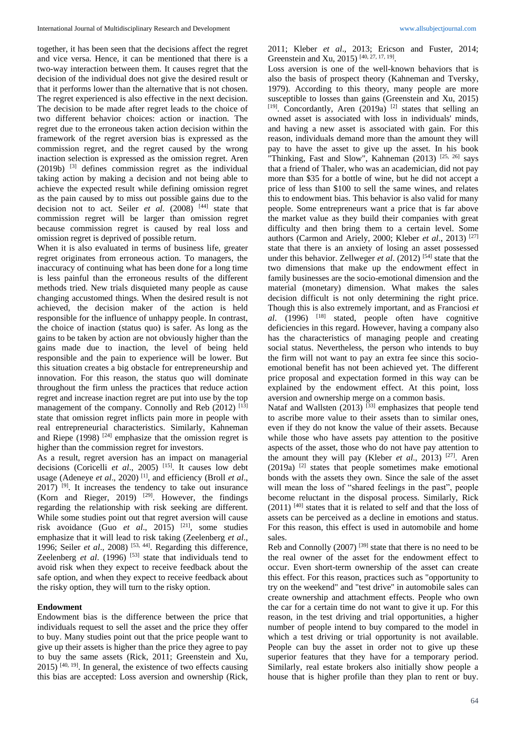together, it has been seen that the decisions affect the regret and vice versa. Hence, it can be mentioned that there is a two-way interaction between them. It causes regret that the decision of the individual does not give the desired result or that it performs lower than the alternative that is not chosen. The regret experienced is also effective in the next decision. The decision to be made after regret leads to the choice of two different behavior choices: action or inaction. The regret due to the erroneous taken action decision within the framework of the regret aversion bias is expressed as the commission regret, and the regret caused by the wrong inaction selection is expressed as the omission regret. Aren (2019b) [3] defines commission regret as the individual taking action by making a decision and not being able to achieve the expected result while defining omission regret as the pain caused by to miss out possible gains due to the decision not to act. Seiler *et al*. (2008) [44] state that commission regret will be larger than omission regret because commission regret is caused by real loss and omission regret is deprived of possible return.

When it is also evaluated in terms of business life, greater regret originates from erroneous action. To managers, the inaccuracy of continuing what has been done for a long time is less painful than the erroneous results of the different methods tried. New trials disquieted many people as cause changing accustomed things. When the desired result is not achieved, the decision maker of the action is held responsible for the influence of unhappy people. In contrast, the choice of inaction (status quo) is safer. As long as the gains to be taken by action are not obviously higher than the gains made due to inaction, the level of being held responsible and the pain to experience will be lower. But this situation creates a big obstacle for entrepreneurship and innovation. For this reason, the status quo will dominate throughout the firm unless the practices that reduce action regret and increase inaction regret are put into use by the top management of the company. Connolly and Reb (2012) [13] state that omission regret inflicts pain more in people with real entrepreneurial characteristics. Similarly, Kahneman and Riepe (1998) [24] emphasize that the omission regret is higher than the commission regret for investors.

As a result, regret aversion has an impact on managerial decisions (Coricelli *et al*., 2005) [15]. It causes low debt usage (Adeneye *et al*., 2020) [1], and efficiency (Broll *et al*., 2017) [9]. It increases the tendency to take out insurance (Korn and Rieger, 2019) [29]. However, the findings regarding the relationship with risk seeking are different. While some studies point out that regret aversion will cause risk avoidance (Guo *et al*., 2015) [21], some studies emphasize that it will lead to risk taking (Zeelenberg *et al*., 1996; Seiler *et al*., 2008) [53, 44]. Regarding this difference, Zeelenberg *et al*. (1996) [53] state that individuals tend to avoid risk when they expect to receive feedback about the safe option, and when they expect to receive feedback about the risky option, they will turn to the risky option.

**Endowment**

Endowment bias is the difference between the price that individuals request to sell the asset and the price they offer to buy. Many studies point out that the price people want to give up their assets is higher than the price they agree to pay to buy the same assets (Rick, 2011; Greenstein and Xu, 2015) [40, 19]. In general, the existence of two effects causing this bias are accepted: Loss aversion and ownership (Rick, 2011; Kleber *et al*., 2013; Ericson and Fuster, 2014; Greenstein and Xu, 2015) [40, 27, 17, 19].

Loss aversion is one of the well-known behaviors that is also the basis of prospect theory (Kahneman and Tversky, 1979). According to this theory, many people are more susceptible to losses than gains (Greenstein and Xu, 2015) [19]. Concordantly, Aren (2019a) [2] states that selling an owned asset is associated with loss in individuals' minds, and having a new asset is associated with gain. For this reason, individuals demand more than the amount they will pay to have the asset to give up the asset. In his book "Thinking, Fast and Slow", Kahneman (2013) [25, 26] says that a friend of Thaler, who was an academician, did not pay more than $35 for a bottle of wine, but he did not accept a price of less than $100 to sell the same wines, and relates this to endowment bias. This behavior is also valid for many people. Some entrepreneurs want a price that is far above the market value as they build their companies with great difficulty and then bring them to a certain level. Some authors (Carmon and Ariely, 2000; Kleber *et al*., 2013) [27] state that there is an anxiety of losing an asset possessed under this behavior. Zellweger *et al*. (2012) [54] state that the two dimensions that make up the endowment effect in family businesses are the socio-emotional dimension and the material (monetary) dimension. What makes the sales decision difficult is not only determining the right price. Though this is also extremely important, and as Franciosi *et al*. (1996) [18] stated, people often have cognitive deficiencies in this regard. However, having a company also has the characteristics of managing people and creating social status. Nevertheless, the person who intends to buy the firm will not want to pay an extra fee since this socio-emotional benefit has not been achieved yet. The different price proposal and expectation formed in this way can be explained by the endowment effect. At this point, loss aversion and ownership merge on a common basis.

Nataf and Wallsten (2013) [33] emphasizes that people tend to ascribe more value to their assets than to similar ones, even if they do not know the value of their assets. Because while those who have assets pay attention to the positive aspects of the asset, those who do not have pay attention to the amount they will pay (Kleber *et al*., 2013) [27]. Aren (2019a) [2] states that people sometimes make emotional bonds with the assets they own. Since the sale of the asset will mean the loss of "shared feelings in the past", people become reluctant in the disposal process. Similarly, Rick (2011) [40] states that it is related to self and that the loss of assets can be perceived as a decline in emotions and status. For this reason, this effect is used in automobile and home sales.

Reb and Connolly (2007) [39] state that there is no need to be the real owner of the asset for the endowment effect to occur. Even short-term ownership of the asset can create this effect. For this reason, practices such as "opportunity to try on the weekend" and "test drive" in automobile sales can create ownership and attachment effects. People who own the car for a certain time do not want to give it up. For this reason, in the test driving and trial opportunities, a higher number of people intend to buy compared to the model in which a test driving or trial opportunity is not available. People can buy the asset in order not to give up these superior features that they have for a temporary period. Similarly, real estate brokers also initially show people a house that is higher profile than they plan to rent or buy.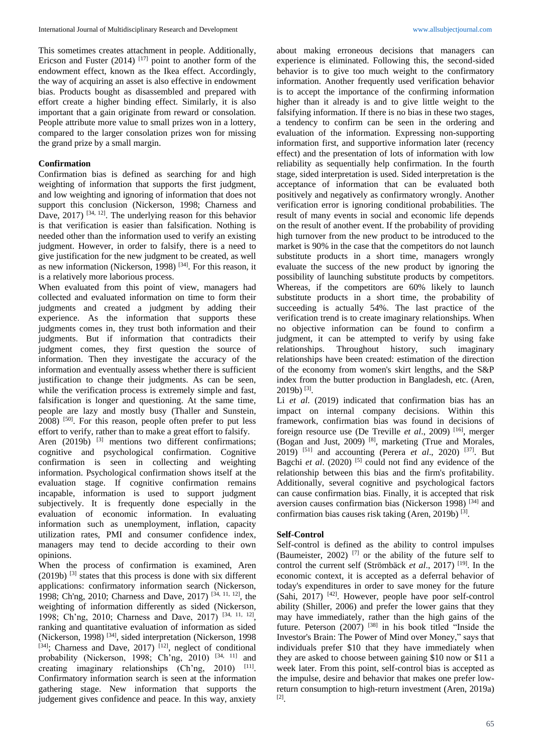This sometimes creates attachment in people. Additionally, Ericson and Fuster (2014) [17] point to another form of the endowment effect, known as the Ikea effect. Accordingly, the way of acquiring an asset is also effective in endowment bias. Products bought as disassembled and prepared with effort create a higher binding effect. Similarly, it is also important that a gain originate from reward or consolation. People attribute more value to small prizes won in a lottery, compared to the larger consolation prizes won for missing the grand prize by a small margin.

**Confirmation**

Confirmation bias is defined as searching for and high weighting of information that supports the first judgment, and low weighting and ignoring of information that does not support this conclusion (Nickerson, 1998; Charness and Dave, 2017) [34, 12]. The underlying reason for this behavior is that verification is easier than falsification. Nothing is needed other than the information used to verify an existing judgment. However, in order to falsify, there is a need to give justification for the new judgment to be created, as well as new information (Nickerson, 1998) [34]. For this reason, it is a relatively more laborious process.

When evaluated from this point of view, managers had collected and evaluated information on time to form their judgments and created a judgment by adding their experience. As the information that supports these judgments comes in, they trust both information and their judgments. But if information that contradicts their judgment comes, they first question the source of information. Then they investigate the accuracy of the information and eventually assess whether there is sufficient justification to change their judgments. As can be seen, while the verification process is extremely simple and fast, falsification is longer and questioning. At the same time, people are lazy and mostly busy (Thaller and Sunstein, 2008) [50]. For this reason, people often prefer to put less effort to verify, rather than to make a great effort to falsify.

Aren (2019b) [3] mentions two different confirmations; cognitive and psychological confirmation. Cognitive confirmation is seen in collecting and weighting information. Psychological confirmation shows itself at the evaluation stage. If cognitive confirmation remains incapable, information is used to support judgment subjectively. It is frequently done especially in the evaluation of economic information. In evaluating information such as unemployment, inflation, capacity utilization rates, PMI and consumer confidence index, managers may tend to decide according to their own opinions.

When the process of confirmation is examined, Aren (2019b) [3] states that this process is done with six different applications: confirmatory information search (Nickerson, 1998; Ch'ng, 2010; Charness and Dave, 2017) [34, 11, 12], the weighting of information differently as sided (Nickerson, 1998; Ch'ng, 2010; Charness and Dave, 2017) [34, 11, 12], ranking and quantitative evaluation of information as sided (Nickerson, 1998) [34], sided interpretation (Nickerson, 1998 [34]; Charness and Dave, 2017) [12], neglect of conditional probability (Nickerson, 1998; Ch'ng, 2010) [34, 11] and creating imaginary relationships (Ch'ng, 2010) [11]. Confirmatory information search is seen at the information gathering stage. New information that supports the judgement gives confidence and peace. In this way, anxiety about making erroneous decisions that managers can experience is eliminated. Following this, the second-sided behavior is to give too much weight to the confirmatory information. Another frequently used verification behavior is to accept the importance of the confirming information higher than it already is and to give little weight to the falsifying information. If there is no bias in these two stages, a tendency to confirm can be seen in the ordering and evaluation of the information. Expressing non-supporting information first, and supportive information later (recency effect) and the presentation of lots of information with low reliability as sequentially help confirmation. In the fourth stage, sided interpretation is used. Sided interpretation is the acceptance of information that can be evaluated both positively and negatively as confirmatory wrongly. Another verification error is ignoring conditional probabilities. The result of many events in social and economic life depends on the result of another event. If the probability of providing high turnover from the new product to be introduced to the market is 90% in the case that the competitors do not launch substitute products in a short time, managers wrongly evaluate the success of the new product by ignoring the possibility of launching substitute products by competitors. Whereas, if the competitors are 60% likely to launch substitute products in a short time, the probability of succeeding is actually 54%. The last practice of the verification trend is to create imaginary relationships. When no objective information can be found to confirm a judgment, it can be attempted to verify by using fake relationships. Throughout history, such imaginary relationships have been created: estimation of the direction of the economy from women's skirt lengths, and the S&P index from the butter production in Bangladesh, etc. (Aren, 2019b) [3].

Li *et al.* (2019) indicated that confirmation bias has an impact on internal company decisions. Within this framework, confirmation bias was found in decisions of foreign resource use (De Treville *et al*., 2009) [16], merger (Bogan and Just, 2009) [8], marketing (True and Morales, 2019) [51] and accounting (Perera *et al*., 2020) [37]. But Bagchi *et al*. (2020) [5] could not find any evidence of the relationship between this bias and the firm's profitability. Additionally, several cognitive and psychological factors can cause confirmation bias. Finally, it is accepted that risk aversion causes confirmation bias (Nickerson 1998) [34] and confirmation bias causes risk taking (Aren, 2019b) [3].

**Self-Control**

Self-control is defined as the ability to control impulses (Baumeister, 2002) [7] or the ability of the future self to control the current self (Strömbäck *et al*., 2017) [19]. In the economic context, it is accepted as a deferral behavior of today's expenditures in order to save money for the future (Sahi, 2017) [42]. However, people have poor self-control ability (Shiller, 2006) and prefer the lower gains that they may have immediately, rather than the high gains of the future. Peterson (2007) [38] in his book titled "Inside the Investor's Brain: The Power of Mind over Money," says that individuals prefer $10 that they have immediately when they are asked to choose between gaining $10 now or $11 a week later. From this point, self-control bias is accepted as the impulse, desire and behavior that makes one prefer low-return consumption to high-return investment (Aren, 2019a) [2].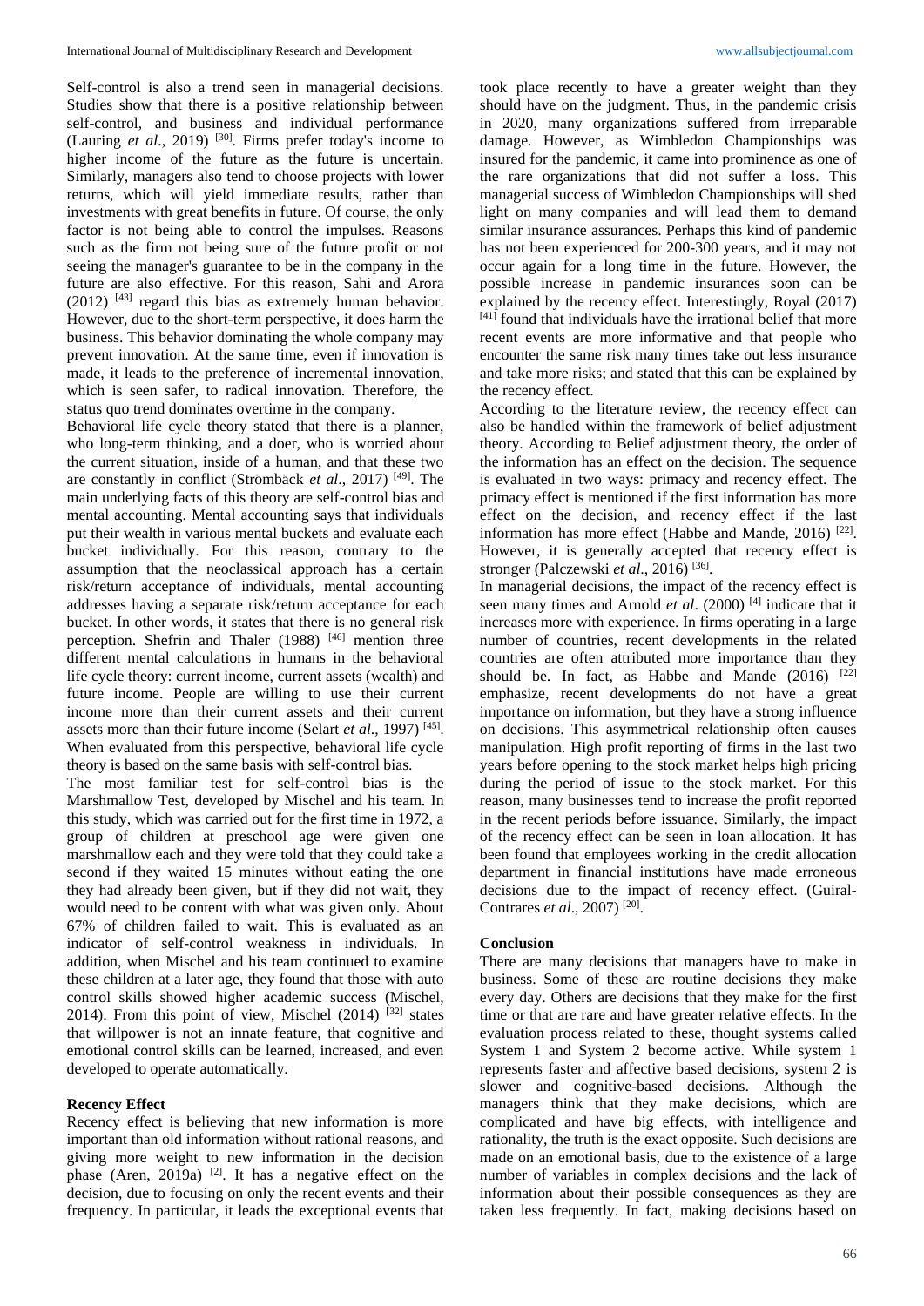Self-control is also a trend seen in managerial decisions. Studies show that there is a positive relationship between self-control, and business and individual performance (Lauring *et al*., 2019) [30]. Firms prefer today's income to higher income of the future as the future is uncertain. Similarly, managers also tend to choose projects with lower returns, which will yield immediate results, rather than investments with great benefits in future. Of course, the only factor is not being able to control the impulses. Reasons such as the firm not being sure of the future profit or not seeing the manager's guarantee to be in the company in the future are also effective. For this reason, Sahi and Arora (2012) [43] regard this bias as extremely human behavior. However, due to the short-term perspective, it does harm the business. This behavior dominating the whole company may prevent innovation. At the same time, even if innovation is made, it leads to the preference of incremental innovation, which is seen safer, to radical innovation. Therefore, the status quo trend dominates overtime in the company.

Behavioral life cycle theory stated that there is a planner, who long-term thinking, and a doer, who is worried about the current situation, inside of a human, and that these two are constantly in conflict (Strömbäck *et al*., 2017) [49]. The main underlying facts of this theory are self-control bias and mental accounting. Mental accounting says that individuals put their wealth in various mental buckets and evaluate each bucket individually. For this reason, contrary to the assumption that the neoclassical approach has a certain risk/return acceptance of individuals, mental accounting addresses having a separate risk/return acceptance for each bucket. In other words, it states that there is no general risk perception. Shefrin and Thaler (1988) [46] mention three different mental calculations in humans in the behavioral life cycle theory: current income, current assets (wealth) and future income. People are willing to use their current income more than their current assets and their current assets more than their future income (Selart *et al*., 1997) [45]. When evaluated from this perspective, behavioral life cycle theory is based on the same basis with self-control bias.

The most familiar test for self-control bias is the Marshmallow Test, developed by Mischel and his team. In this study, which was carried out for the first time in 1972, a group of children at preschool age were given one marshmallow each and they were told that they could take a second if they waited 15 minutes without eating the one they had already been given, but if they did not wait, they would need to be content with what was given only. About 67% of children failed to wait. This is evaluated as an indicator of self-control weakness in individuals. In addition, when Mischel and his team continued to examine these children at a later age, they found that those with auto control skills showed higher academic success (Mischel, 2014). From this point of view, Mischel (2014) [32] states that willpower is not an innate feature, that cognitive and emotional control skills can be learned, increased, and even developed to operate automatically.

### Recency Effect

Recency effect is believing that new information is more important than old information without rational reasons, and giving more weight to new information in the decision phase (Aren, 2019a) [2]. It has a negative effect on the decision, due to focusing on only the recent events and their frequency. In particular, it leads the exceptional events that took place recently to have a greater weight than they should have on the judgment. Thus, in the pandemic crisis in 2020, many organizations suffered from irreparable damage. However, as Wimbledon Championships was insured for the pandemic, it came into prominence as one of the rare organizations that did not suffer a loss. This managerial success of Wimbledon Championships will shed light on many companies and will lead them to demand similar insurance assurances. Perhaps this kind of pandemic has not been experienced for 200-300 years, and it may not occur again for a long time in the future. However, the possible increase in pandemic insurances soon can be explained by the recency effect. Interestingly, Royal (2017) [41] found that individuals have the irrational belief that more recent events are more informative and that people who encounter the same risk many times take out less insurance and take more risks; and stated that this can be explained by the recency effect.

According to the literature review, the recency effect can also be handled within the framework of belief adjustment theory. According to Belief adjustment theory, the order of the information has an effect on the decision. The sequence is evaluated in two ways: primacy and recency effect. The primacy effect is mentioned if the first information has more effect on the decision, and recency effect if the last information has more effect (Habbe and Mande, 2016) [22]. However, it is generally accepted that recency effect is stronger (Palczewski *et al*., 2016) [36].

In managerial decisions, the impact of the recency effect is seen many times and Arnold *et al*. (2000) [4] indicate that it increases more with experience. In firms operating in a large number of countries, recent developments in the related countries are often attributed more importance than they should be. In fact, as Habbe and Mande (2016) [22] emphasize, recent developments do not have a great importance on information, but they have a strong influence on decisions. This asymmetrical relationship often causes manipulation. High profit reporting of firms in the last two years before opening to the stock market helps high pricing during the period of issue to the stock market. For this reason, many businesses tend to increase the profit reported in the recent periods before issuance. Similarly, the impact of the recency effect can be seen in loan allocation. It has been found that employees working in the credit allocation department in financial institutions have made erroneous decisions due to the impact of recency effect. (Guiral-Contrares *et al*., 2007) [20].

### Conclusion

There are many decisions that managers have to make in business. Some of these are routine decisions they make every day. Others are decisions that they make for the first time or that are rare and have greater relative effects. In the evaluation process related to these, thought systems called System 1 and System 2 become active. While system 1 represents faster and affective based decisions, system 2 is slower and cognitive-based decisions. Although the managers think that they make decisions, which are complicated and have big effects, with intelligence and rationality, the truth is the exact opposite. Such decisions are made on an emotional basis, due to the existence of a large number of variables in complex decisions and the lack of information about their possible consequences as they are taken less frequently. In fact, making decisions based on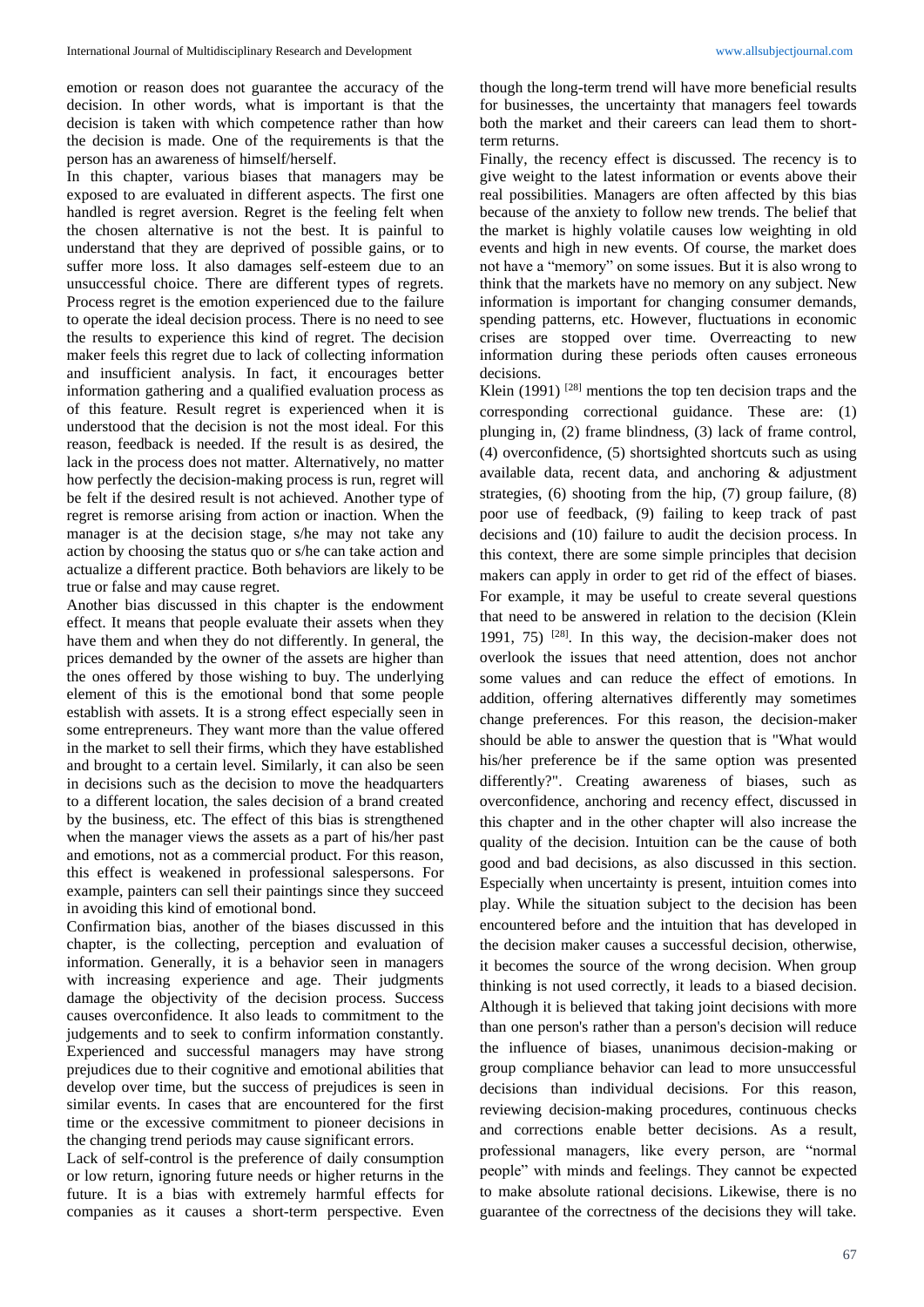emotion or reason does not guarantee the accuracy of the decision. In other words, what is important is that the decision is taken with which competence rather than how the decision is made. One of the requirements is that the person has an awareness of himself/herself.

In this chapter, various biases that managers may be exposed to are evaluated in different aspects. The first one handled is regret aversion. Regret is the feeling felt when the chosen alternative is not the best. It is painful to understand that they are deprived of possible gains, or to suffer more loss. It also damages self-esteem due to an unsuccessful choice. There are different types of regrets. Process regret is the emotion experienced due to the failure to operate the ideal decision process. There is no need to see the results to experience this kind of regret. The decision maker feels this regret due to lack of collecting information and insufficient analysis. In fact, it encourages better information gathering and a qualified evaluation process as of this feature. Result regret is experienced when it is understood that the decision is not the most ideal. For this reason, feedback is needed. If the result is as desired, the lack in the process does not matter. Alternatively, no matter how perfectly the decision-making process is run, regret will be felt if the desired result is not achieved. Another type of regret is remorse arising from action or inaction. When the manager is at the decision stage, s/he may not take any action by choosing the status quo or s/he can take action and actualize a different practice. Both behaviors are likely to be true or false and may cause regret.

Another bias discussed in this chapter is the endowment effect. It means that people evaluate their assets when they have them and when they do not differently. In general, the prices demanded by the owner of the assets are higher than the ones offered by those wishing to buy. The underlying element of this is the emotional bond that some people establish with assets. It is a strong effect especially seen in some entrepreneurs. They want more than the value offered in the market to sell their firms, which they have established and brought to a certain level. Similarly, it can also be seen in decisions such as the decision to move the headquarters to a different location, the sales decision of a brand created by the business, etc. The effect of this bias is strengthened when the manager views the assets as a part of his/her past and emotions, not as a commercial product. For this reason, this effect is weakened in professional salespersons. For example, painters can sell their paintings since they succeed in avoiding this kind of emotional bond.

Confirmation bias, another of the biases discussed in this chapter, is the collecting, perception and evaluation of information. Generally, it is a behavior seen in managers with increasing experience and age. Their judgments damage the objectivity of the decision process. Success causes overconfidence. It also leads to commitment to the judgements and to seek to confirm information constantly. Experienced and successful managers may have strong prejudices due to their cognitive and emotional abilities that develop over time, but the success of prejudices is seen in similar events. In cases that are encountered for the first time or the excessive commitment to pioneer decisions in the changing trend periods may cause significant errors.

Lack of self-control is the preference of daily consumption or low return, ignoring future needs or higher returns in the future. It is a bias with extremely harmful effects for companies as it causes a short-term perspective. Even though the long-term trend will have more beneficial results for businesses, the uncertainty that managers feel towards both the market and their careers can lead them to short-term returns.

Finally, the recency effect is discussed. The recency is to give weight to the latest information or events above their real possibilities. Managers are often affected by this bias because of the anxiety to follow new trends. The belief that the market is highly volatile causes low weighting in old events and high in new events. Of course, the market does not have a "memory" on some issues. But it is also wrong to think that the markets have no memory on any subject. New information is important for changing consumer demands, spending patterns, etc. However, fluctuations in economic crises are stopped over time. Overreacting to new information during these periods often causes erroneous decisions.

Klein (1991) [28] mentions the top ten decision traps and the corresponding correctional guidance. These are: (1) plunging in, (2) frame blindness, (3) lack of frame control, (4) overconfidence, (5) shortsighted shortcuts such as using available data, recent data, and anchoring & adjustment strategies, (6) shooting from the hip, (7) group failure, (8) poor use of feedback, (9) failing to keep track of past decisions and (10) failure to audit the decision process. In this context, there are some simple principles that decision makers can apply in order to get rid of the effect of biases. For example, it may be useful to create several questions that need to be answered in relation to the decision (Klein 1991, 75) [28]. In this way, the decision-maker does not overlook the issues that need attention, does not anchor some values and can reduce the effect of emotions. In addition, offering alternatives differently may sometimes change preferences. For this reason, the decision-maker should be able to answer the question that is "What would his/her preference be if the same option was presented differently?". Creating awareness of biases, such as overconfidence, anchoring and recency effect, discussed in this chapter and in the other chapter will also increase the quality of the decision. Intuition can be the cause of both good and bad decisions, as also discussed in this section. Especially when uncertainty is present, intuition comes into play. While the situation subject to the decision has been encountered before and the intuition that has developed in the decision maker causes a successful decision, otherwise, it becomes the source of the wrong decision. When group thinking is not used correctly, it leads to a biased decision. Although it is believed that taking joint decisions with more than one person's rather than a person's decision will reduce the influence of biases, unanimous decision-making or group compliance behavior can lead to more unsuccessful decisions than individual decisions. For this reason, reviewing decision-making procedures, continuous checks and corrections enable better decisions. As a result, professional managers, like every person, are "normal people" with minds and feelings. They cannot be expected to make absolute rational decisions. Likewise, there is no guarantee of the correctness of the decisions they will take.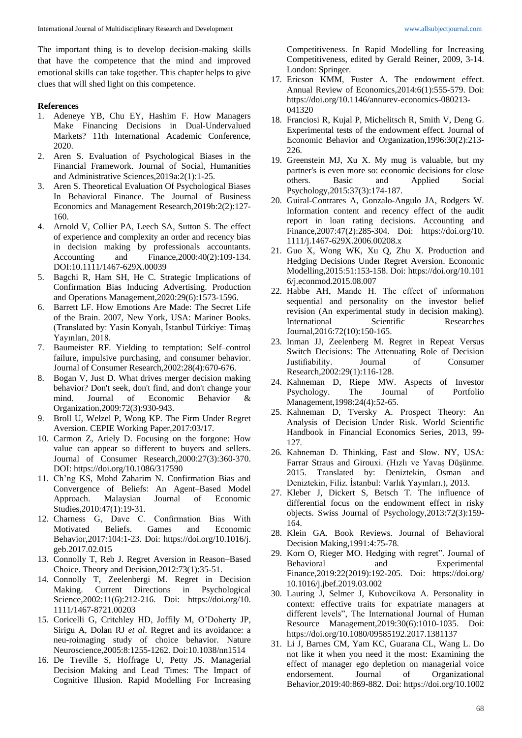The important thing is to develop decision-making skills that have the competence that the mind and improved emotional skills can take together. This chapter helps to give clues that will shed light on this competence.

**References**

1. Adeneye YB, Chu EY, Hashim F. How Managers Make Financing Decisions in Dual-Undervalued Markets? 11th International Academic Conference, 2020.
2. Aren S. Evaluation of Psychological Biases in the Financial Framework. Journal of Social, Humanities and Administrative Sciences,2019a:2(1):1-25.
3. Aren S. Theoretical Evaluation Of Psychological Biases In Behavioral Finance. The Journal of Business Economics and Management Research,2019b:2(2):127-160.
4. Arnold V, Collier PA, Leech SA, Sutton S. The effect of experience and complexity an order and recency bias in decision making by professionals accountants. Accounting and Finance,2000:40(2):109-134. DOI:10.1111/1467-629X.00039
5. Bagchi R, Ham SH, He C. Strategic Implications of Confirmation Bias Inducing Advertising. Production and Operations Management,2020:29(6):1573-1596.
6. Barrett LF. How Emotions Are Made: The Secret Life of the Brain. 2007, New York, USA: Mariner Books. (Translated by: Yasin Konyalı, İstanbul Türkiye: Timaş Yayınları, 2018.
7. Baumeister RF. Yielding to temptation: Self–control failure, impulsive purchasing, and consumer behavior. Journal of Consumer Research,2002:28(4):670-676.
8. Bogan V, Just D. What drives merger decision making behavior? Don't seek, don't find, and don't change your mind. Journal of Economic Behavior & Organization,2009:72(3):930-943.
9. Broll U, Welzel P, Wong KP. The Firm Under Regret Aversion. CEPIE Working Paper,2017:03/17.
10. Carmon Z, Ariely D. Focusing on the forgone: How value can appear so different to buyers and sellers. Journal of Consumer Research,2000:27(3):360-370. DOI: https://doi.org/10.1086/317590
11. Ch'ng KS, Mohd Zaharim N. Confirmation Bias and Convergence of Beliefs: An Agent–Based Model Approach. Malaysian Journal of Economic Studies,2010:47(1):19-31.
12. Charness G, Dave C. Confirmation Bias With Motivated Beliefs. Games and Economic Behavior,2017:104:1-23. Doi: https://doi.org/10.1016/j.geb.2017.02.015
13. Connolly T, Reb J. Regret Aversion in Reason–Based Choice. Theory and Decision,2012:73(1):35-51.
14. Connolly T, Zeelenbergi M. Regret in Decision Making. Current Directions in Psychological Science,2002:11(6):212-216. Doi: https://doi.org/10.1111/1467-8721.00203
15. Coricelli G, Critchley HD, Joffily M, O'Doherty JP, Sirigu A, Dolan RJ *et al*. Regret and its avoidance: a neu-roimaging study of choice behavior. Nature Neuroscience,2005:8:1255-1262. Doi:10.1038/nn1514
16. De Treville S, Hoffrage U, Petty JS. Managerial Decision Making and Lead Times: The Impact of Cognitive Illusion. Rapid Modelling For Increasing Competitiveness. In Rapid Modelling for Increasing Competitiveness, edited by Gerald Reiner, 2009, 3-14. London: Springer.
17. Ericson KMM, Fuster A. The endowment effect. Annual Review of Economics,2014:6(1):555-579. Doi: https://doi.org/10.1146/annurev-economics-080213-041320
18. Franciosi R, Kujal P, Michelitsch R, Smith V, Deng G. Experimental tests of the endowment effect. Journal of Economic Behavior and Organization,1996:30(2):213-226.
19. Greenstein MJ, Xu X. My mug is valuable, but my partner's is even more so: economic decisions for close others. Basic and Applied Social Psychology,2015:37(3):174-187.
20. Guiral-Contrares A, Gonzalo-Angulo JA, Rodgers W. Information content and recency effect of the audit report in loan rating decisions. Accounting and Finance,2007:47(2):285-304. Doi: https://doi.org/10.1111/j.1467-629X.2006.00208.x
21. Guo X, Wong WK, Xu Q, Zhu X. Production and Hedging Decisions Under Regret Aversion. Economic Modelling,2015:51:153-158. Doi: https://doi.org/10.1016/j.econmod.2015.08.007
22. Habbe AH, Mande H. The effect of informatıon sequential and personality on the investor belief revision (An experimental study in decision making). International Scientific Researches Journal,2016:72(10):150-165.
23. Inman JJ, Zeelenberg M. Regret in Repeat Versus Switch Decisions: The Attenuating Role of Decision Justifiability. Journal of Consumer Research,2002:29(1):116-128.
24. Kahneman D, Riepe MW. Aspects of Investor Psychology. The Journal of Portfolio Management,1998:24(4):52-65.
25. Kahneman D, Tversky A. Prospect Theory: An Analysis of Decision Under Risk. World Scientific Handbook in Financial Economics Series, 2013, 99-127.
26. Kahneman D. Thinking, Fast and Slow. NY, USA: Farrar Straus and Girouxi. (Hızlı ve Yavaş Düşünme. 2015. Translated by: Deniztekin, Osman and Deniztekin, Filiz. İstanbul: Varlık Yayınları.), 2013.
27. Kleber J, Dickert S, Betsch T. The influence of differential focus on the endowment effect in risky objects. Swiss Journal of Psychology,2013:72(3):159-164.
28. Klein GA. Book Reviews. Journal of Behavioral Decision Making,1991:4:75-78.
29. Korn O, Rieger MO. Hedging with regret". Journal of Behavioral and Experimental Finance,2019:22(2019):192-205. Doi: https://doi.org/10.1016/j.jbef.2019.03.002
30. Lauring J, Selmer J, Kubovcikova A. Personality in context: effective traits for expatriate managers at different levels", The International Journal of Human Resource Management,2019:30(6):1010-1035. Doi: https://doi.org/10.1080/09585192.2017.1381137
31. Li J, Barnes CM, Yam KC, Guarana CL, Wang L. Do not like it when you need it the most: Examining the effect of manager ego depletion on managerial voice endorsement. Journal of Organizational Behavior,2019:40:869-882. Doi: https://doi.org/10.1002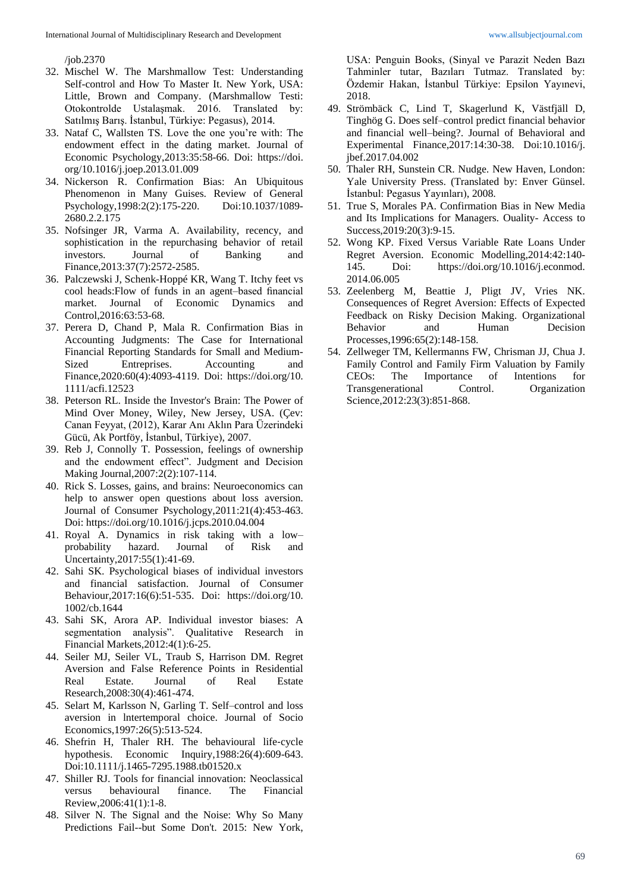/job.2370

32. Mischel W. The Marshmallow Test: Understanding Self-control and How To Master It. New York, USA: Little, Brown and Company. (Marshmallow Testi: Otokontrolde Ustalaşmak. 2016. Translated by: Satılmış Barış. İstanbul, Türkiye: Pegasus), 2014.
33. Nataf C, Wallsten TS. Love the one you're with: The endowment effect in the dating market. Journal of Economic Psychology,2013:35:58-66. Doi: https://doi.org/10.1016/j.joep.2013.01.009
34. Nickerson R. Confirmation Bias: An Ubiquitous Phenomenon in Many Guises. Review of General Psychology,1998:2(2):175-220. Doi:10.1037/1089-2680.2.2.175
35. Nofsinger JR, Varma A. Availability, recency, and sophistication in the repurchasing behavior of retail investors. Journal of Banking and Finance,2013:37(7):2572-2585.
36. Palczewski J, Schenk-Hoppé KR, Wang T. Itchy feet vs cool heads:Flow of funds in an agent–based financial market. Journal of Economic Dynamics and Control,2016:63:53-68.
37. Perera D, Chand P, Mala R. Confirmation Bias in Accounting Judgments: The Case for International Financial Reporting Standards for Small and Medium-Sized Entreprises. Accounting and Finance,2020:60(4):4093-4119. Doi: https://doi.org/10.1111/acfi.12523
38. Peterson RL. Inside the Investor's Brain: The Power of Mind Over Money, Wiley, New Jersey, USA. (Çev: Canan Feyyat, (2012), Karar Anı Aklın Para Üzerindeki Gücü, Ak Portföy, İstanbul, Türkiye), 2007.
39. Reb J, Connolly T. Possession, feelings of ownership and the endowment effect". Judgment and Decision Making Journal,2007:2(2):107-114.
40. Rick S. Losses, gains, and brains: Neuroeconomics can help to answer open questions about loss aversion. Journal of Consumer Psychology,2011:21(4):453-463. Doi: https://doi.org/10.1016/j.jcps.2010.04.004
41. Royal A. Dynamics in risk taking with a low–probability hazard. Journal of Risk and Uncertainty,2017:55(1):41-69.
42. Sahi SK. Psychological biases of individual investors and financial satisfaction. Journal of Consumer Behaviour,2017:16(6):51-535. Doi: https://doi.org/10.1002/cb.1644
43. Sahi SK, Arora AP. Individual investor biases: A segmentation analysis". Qualitative Research in Financial Markets,2012:4(1):6-25.
44. Seiler MJ, Seiler VL, Traub S, Harrison DM. Regret Aversion and False Reference Points in Residential Real Estate. Journal of Real Estate Research,2008:30(4):461-474.
45. Selart M, Karlsson N, Garling T. Self–control and loss aversion in lntertemporal choice. Journal of Socio Economics,1997:26(5):513-524.
46. Shefrin H, Thaler RH. The behavioural life-cycle hypothesis. Economic Inquiry,1988:26(4):609-643. Doi:10.1111/j.1465-7295.1988.tb01520.x
47. Shiller RJ. Tools for financial innovation: Neoclassical versus behavioural finance. The Financial Review,2006:41(1):1-8.
48. Silver N. The Signal and the Noise: Why So Many Predictions Fail--but Some Don't. 2015: New York, USA: Penguin Books, (Sinyal ve Parazit Neden Bazı Tahminler tutar, Bazıları Tutmaz. Translated by: Özdemir Hakan, İstanbul Türkiye: Epsilon Yayınevi, 2018.
49. Strömbäck C, Lind T, Skagerlund K, Västfjäll D, Tinghög G. Does self–control predict financial behavior and financial well–being?. Journal of Behavioral and Experimental Finance,2017:14:30-38. Doi:10.1016/j.jbef.2017.04.002
50. Thaler RH, Sunstein CR. Nudge. New Haven, London: Yale University Press. (Translated by: Enver Günsel. İstanbul: Pegasus Yayınları), 2008.
51. True S, Morales PA. Confirmation Bias in New Media and Its Implications for Managers. Quality- Access to Success,2019:20(3):9-15.
52. Wong KP. Fixed Versus Variable Rate Loans Under Regret Aversion. Economic Modelling,2014:42:140-145. Doi: https://doi.org/10.1016/j.econmod.2014.06.005
53. Zeelenberg M, Beattie J, Pligt JV, Vries NK. Consequences of Regret Aversion: Effects of Expected Feedback on Risky Decision Making. Organizational Behavior and Human Decision Processes,1996:65(2):148-158.
54. Zellweger TM, Kellermanns FW, Chrisman JJ, Chua J. Family Control and Family Firm Valuation by Family CEOs: The Importance of Intentions for Transgenerational Control. Organization Science,2012:23(3):851-868.